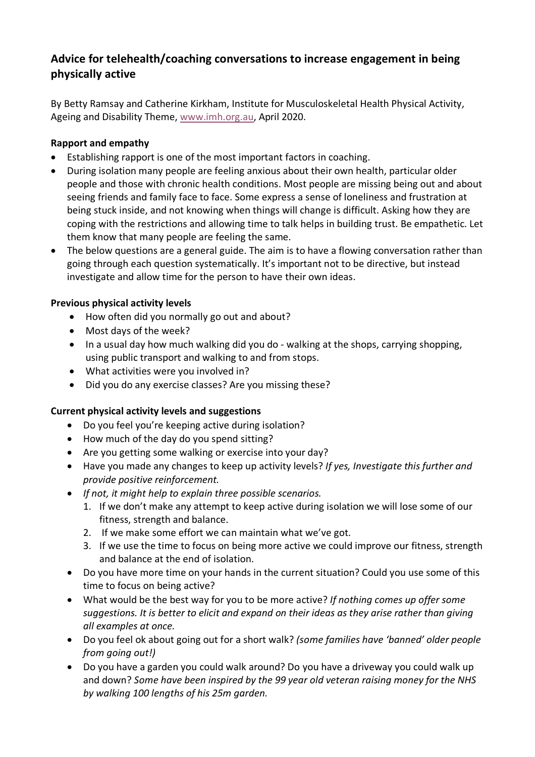## Advice for telehealth/coaching conversations to increase engagement in being physically active

By Betty Ramsay and Catherine Kirkham, Institute for Musculoskeletal Health Physical Activity, Ageing and Disability Theme, [www.imh.org.au](http://www.imh.org.au), April 2020.

**Rapport and empathy**

- Establishing rapport is one of the most important factors in coaching.
- During isolation many people are feeling anxious about their own health, particular older people and those with chronic health conditions. Most people are missing being out and about seeing friends and family face to face. Some express a sense of loneliness and frustration at being stuck inside, and not knowing when things will change is difficult. Asking how they are coping with the restrictions and allowing time to talk helps in building trust. Be empathetic. Let them know that many people are feeling the same.
- The below questions are a general guide. The aim is to have a flowing conversation rather than going through each question systematically. It's important not to be directive, but instead investigate and allow time for the person to have their own ideas.

**Previous physical activity levels**

- How often did you normally go out and about?
- Most days of the week?
- In a usual day how much walking did you do - walking at the shops, carrying shopping, using public transport and walking to and from stops.
- What activities were you involved in?
- Did you do any exercise classes? Are you missing these?

**Current physical activity levels and suggestions**

- Do you feel you're keeping active during isolation?
- How much of the day do you spend sitting?
- Are you getting some walking or exercise into your day?
- Have you made any changes to keep up activity levels? *If yes, Investigate this further and provide positive reinforcement.*
- *If not, it might help to explain three possible scenarios.*
  1. If we don't make any attempt to keep active during isolation we will lose some of our fitness, strength and balance.
  2. If we make some effort we can maintain what we've got.
  3. If we use the time to focus on being more active we could improve our fitness, strength and balance at the end of isolation.
- Do you have more time on your hands in the current situation? Could you use some of this time to focus on being active?
- What would be the best way for you to be more active? *If nothing comes up offer some suggestions. It is better to elicit and expand on their ideas as they arise rather than giving all examples at once.*
- Do you feel ok about going out for a short walk? *(some families have 'banned' older people from going out!)*
- Do you have a garden you could walk around? Do you have a driveway you could walk up and down? *Some have been inspired by the 99 year old veteran raising money for the NHS by walking 100 lengths of his 25m garden.*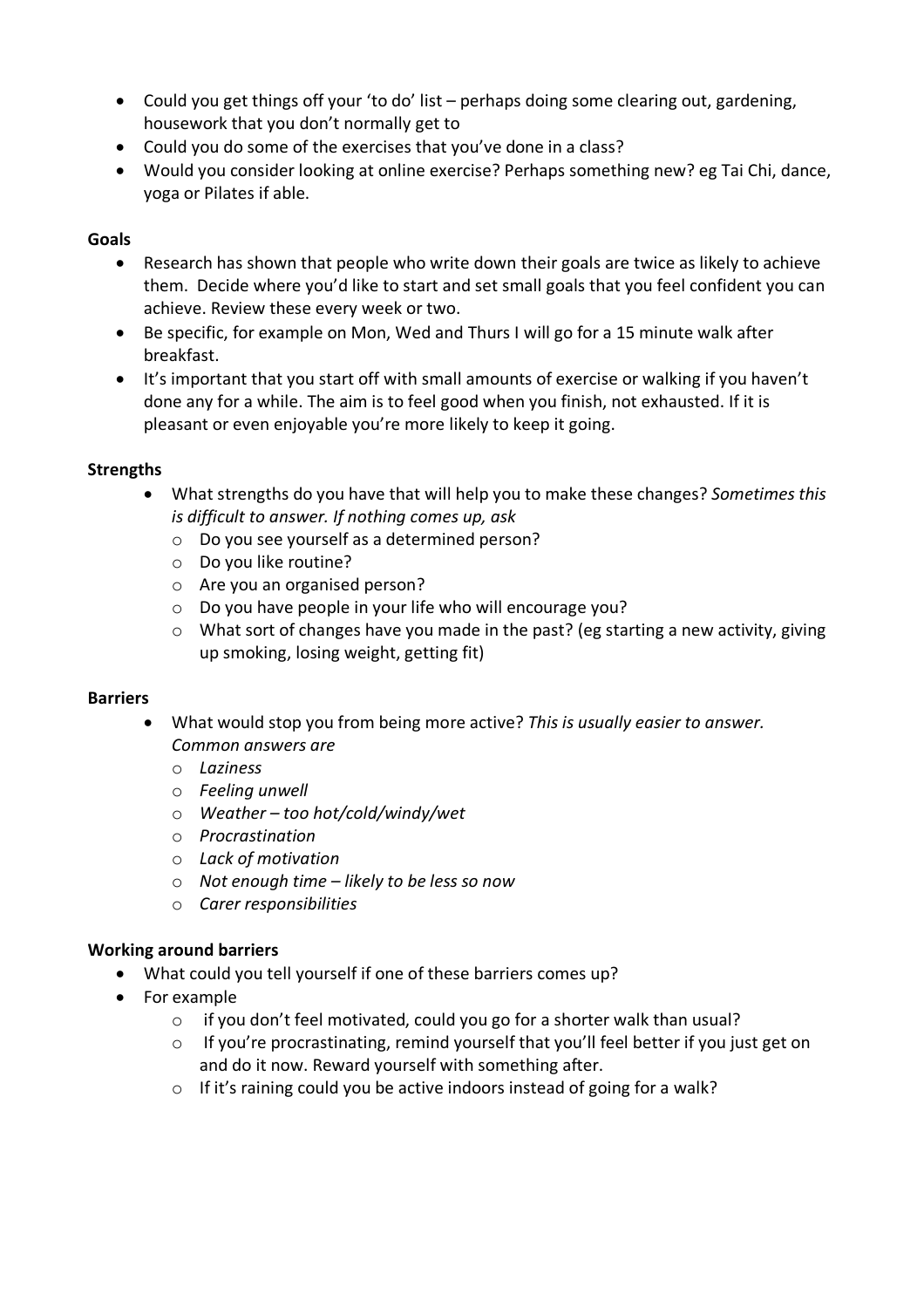- Could you get things off your 'to do' list – perhaps doing some clearing out, gardening, housework that you don't normally get to
- Could you do some of the exercises that you've done in a class?
- Would you consider looking at online exercise? Perhaps something new? eg Tai Chi, dance, yoga or Pilates if able.

**Goals**

- Research has shown that people who write down their goals are twice as likely to achieve them. Decide where you'd like to start and set small goals that you feel confident you can achieve. Review these every week or two.
- Be specific, for example on Mon, Wed and Thurs I will go for a 15 minute walk after breakfast.
- It's important that you start off with small amounts of exercise or walking if you haven't done any for a while. The aim is to feel good when you finish, not exhausted. If it is pleasant or even enjoyable you're more likely to keep it going.

**Strengths**

- What strengths do you have that will help you to make these changes? *Sometimes this is difficult to answer. If nothing comes up, ask*
  - Do you see yourself as a determined person?
  - Do you like routine?
  - Are you an organised person?
  - Do you have people in your life who will encourage you?
  - What sort of changes have you made in the past? (eg starting a new activity, giving up smoking, losing weight, getting fit)

**Barriers**

- What would stop you from being more active? *This is usually easier to answer. Common answers are*
  - *Laziness*
  - *Feeling unwell*
  - *Weather – too hot/cold/windy/wet*
  - *Procrastination*
  - *Lack of motivation*
  - *Not enough time – likely to be less so now*
  - *Carer responsibilities*

**Working around barriers**

- What could you tell yourself if one of these barriers comes up?
- For example
  - if you don't feel motivated, could you go for a shorter walk than usual?
  - If you're procrastinating, remind yourself that you'll feel better if you just get on and do it now. Reward yourself with something after.
  - If it's raining could you be active indoors instead of going for a walk?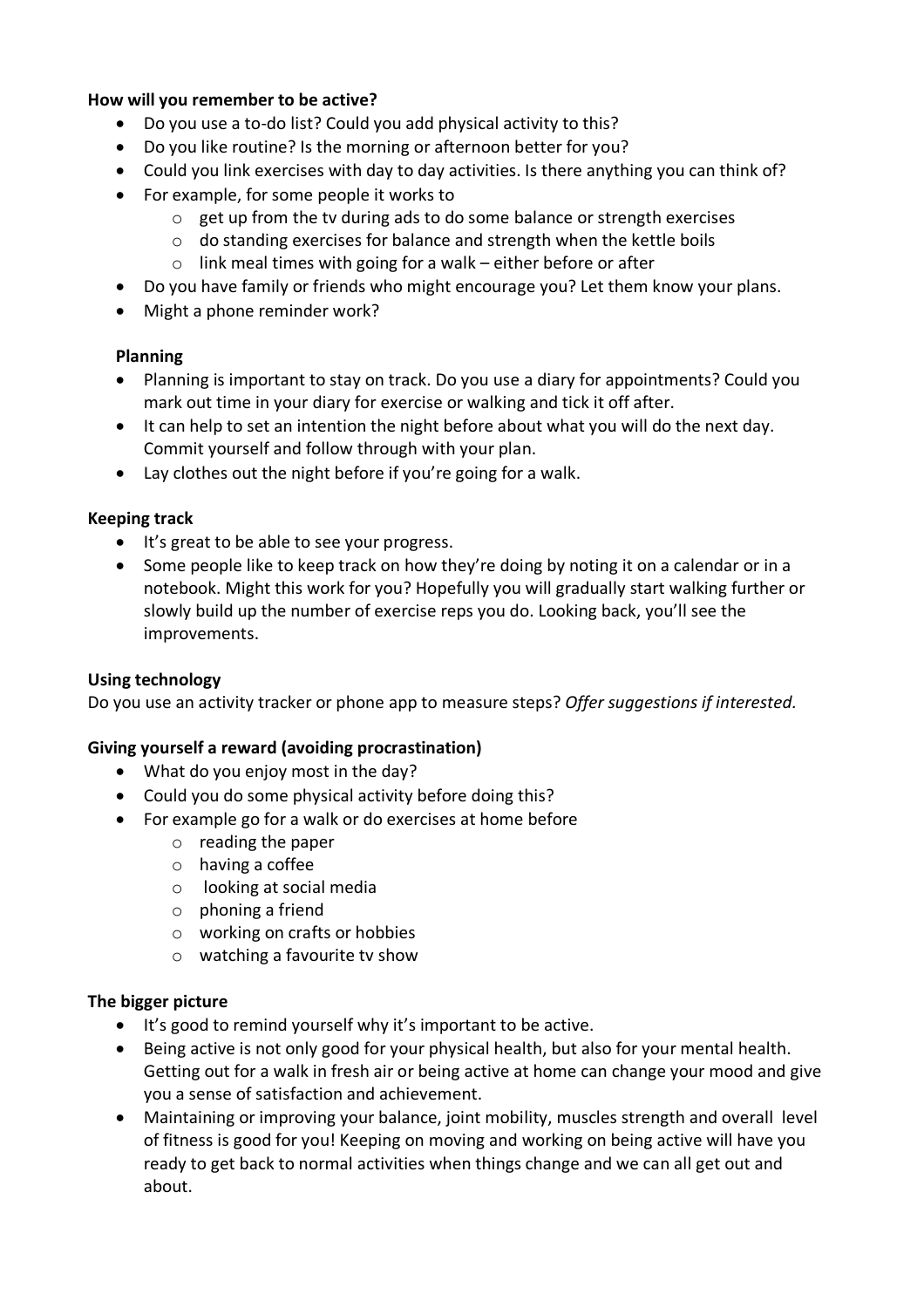**How will you remember to be active?**

- Do you use a to-do list? Could you add physical activity to this?
- Do you like routine? Is the morning or afternoon better for you?
- Could you link exercises with day to day activities. Is there anything you can think of?
- For example, for some people it works to
    - get up from the tv during ads to do some balance or strength exercises
    - do standing exercises for balance and strength when the kettle boils
    - link meal times with going for a walk – either before or after
- Do you have family or friends who might encourage you? Let them know your plans.
- Might a phone reminder work?

**Planning**

- Planning is important to stay on track. Do you use a diary for appointments? Could you mark out time in your diary for exercise or walking and tick it off after.
- It can help to set an intention the night before about what you will do the next day. Commit yourself and follow through with your plan.
- Lay clothes out the night before if you're going for a walk.

**Keeping track**

- It's great to be able to see your progress.
- Some people like to keep track on how they're doing by noting it on a calendar or in a notebook. Might this work for you? Hopefully you will gradually start walking further or slowly build up the number of exercise reps you do. Looking back, you'll see the improvements.

**Using technology**

Do you use an activity tracker or phone app to measure steps? *Offer suggestions if interested.*

**Giving yourself a reward (avoiding procrastination)**

- What do you enjoy most in the day?
- Could you do some physical activity before doing this?
- For example go for a walk or do exercises at home before
    - reading the paper
    - having a coffee
    - looking at social media
    - phoning a friend
    - working on crafts or hobbies
    - watching a favourite tv show

**The bigger picture**

- It's good to remind yourself why it's important to be active.
- Being active is not only good for your physical health, but also for your mental health. Getting out for a walk in fresh air or being active at home can change your mood and give you a sense of satisfaction and achievement.
- Maintaining or improving your balance, joint mobility, muscles strength and overall level of fitness is good for you! Keeping on moving and working on being active will have you ready to get back to normal activities when things change and we can all get out and about.